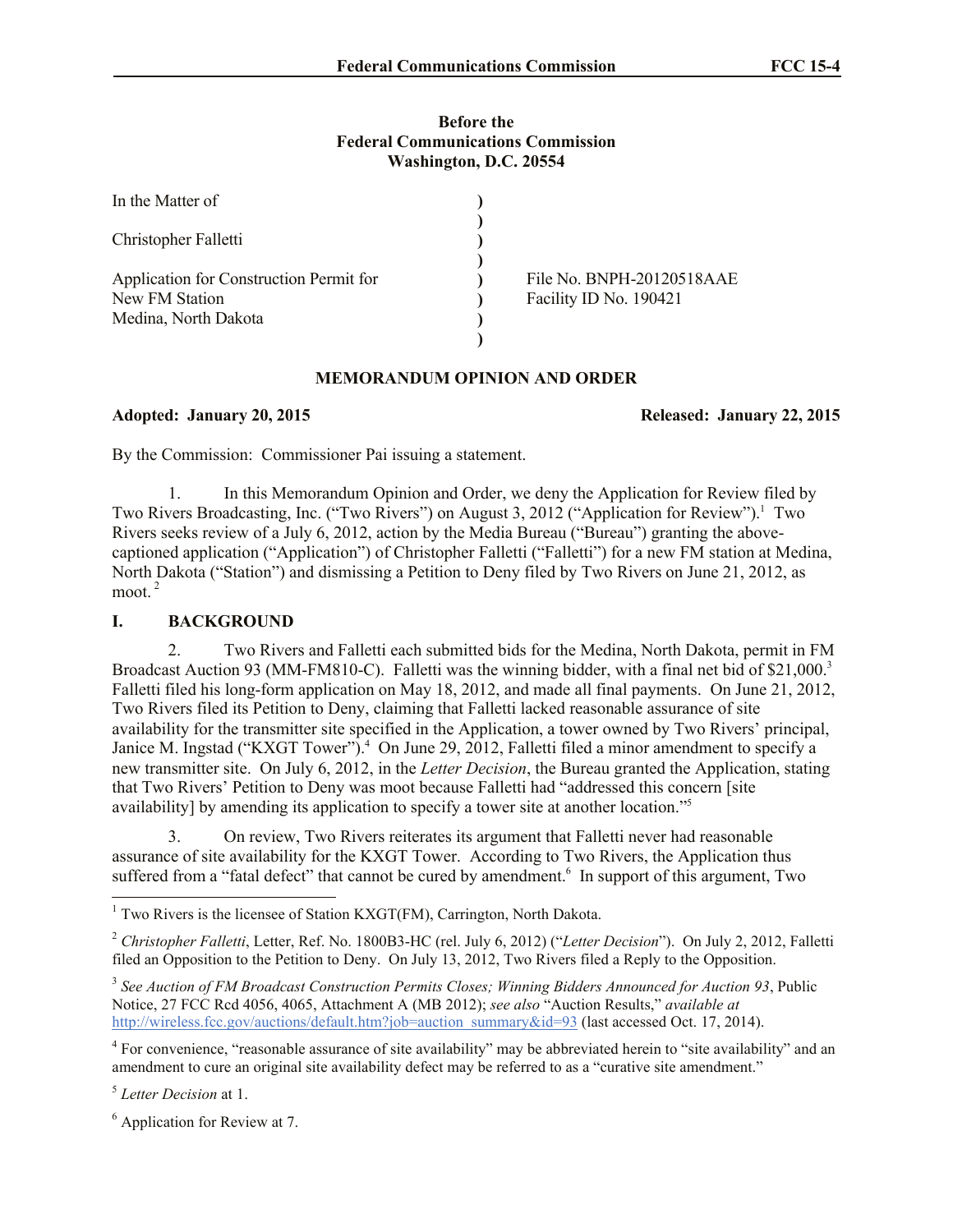**Before the**
**Federal Communications Commission**
**Washington, D.C. 20554**

| | | |
|---|---|---|
| In the Matter of | ) | |
| | ) | |
| Christopher Falletti | ) | |
| | ) | |
| Application for Construction Permit for | ) | File No. BNPH-20120518AAE |
| New FM Station | ) | Facility ID No. 190421 |
| Medina, North Dakota | ) | |
| | ) | |

**MEMORANDUM OPINION AND ORDER**

**Adopted: January 20, 2015** **Released: January 22, 2015**

By the Commission: Commissioner Pai issuing a statement.

1. In this Memorandum Opinion and Order, we deny the Application for Review filed by Two Rivers Broadcasting, Inc. ("Two Rivers") on August 3, 2012 ("Application for Review").[1] Two Rivers seeks review of a July 6, 2012, action by the Media Bureau ("Bureau") granting the above-captioned application ("Application") of Christopher Falletti ("Falletti") for a new FM station at Medina, North Dakota ("Station") and dismissing a Petition to Deny filed by Two Rivers on June 21, 2012, as moot.[2]

## I. BACKGROUND

2. Two Rivers and Falletti each submitted bids for the Medina, North Dakota, permit in FM Broadcast Auction 93 (MM-FM810-C). Falletti was the winning bidder, with a final net bid of $21,000.[3] Falletti filed his long-form application on May 18, 2012, and made all final payments. On June 21, 2012, Two Rivers filed its Petition to Deny, claiming that Falletti lacked reasonable assurance of site availability for the transmitter site specified in the Application, a tower owned by Two Rivers' principal, Janice M. Ingstad ("KXGT Tower").[4] On June 29, 2012, Falletti filed a minor amendment to specify a new transmitter site. On July 6, 2012, in the *Letter Decision*, the Bureau granted the Application, stating that Two Rivers' Petition to Deny was moot because Falletti had "addressed this concern [site availability] by amending its application to specify a tower site at another location."[5]

3. On review, Two Rivers reiterates its argument that Falletti never had reasonable assurance of site availability for the KXGT Tower. According to Two Rivers, the Application thus suffered from a "fatal defect" that cannot be cured by amendment.[6] In support of this argument, Two

---

[1] Two Rivers is the licensee of Station KXGT(FM), Carrington, North Dakota.

[2] *Christopher Falletti*, Letter, Ref. No. 1800B3-HC (rel. July 6, 2012) ("*Letter Decision*"). On July 2, 2012, Falletti filed an Opposition to the Petition to Deny. On July 13, 2012, Two Rivers filed a Reply to the Opposition.

[3] *See Auction of FM Broadcast Construction Permits Closes; Winning Bidders Announced for Auction 93*, Public Notice, 27 FCC Rcd 4056, 4065, Attachment A (MB 2012); *see also* "Auction Results," *available at* http://wireless.fcc.gov/auctions/default.htm?job=auction_summary&id=93 (last accessed Oct. 17, 2014).

[4] For convenience, "reasonable assurance of site availability" may be abbreviated herein to "site availability" and an amendment to cure an original site availability defect may be referred to as a "curative site amendment."

[5] *Letter Decision* at 1.

[6] Application for Review at 7.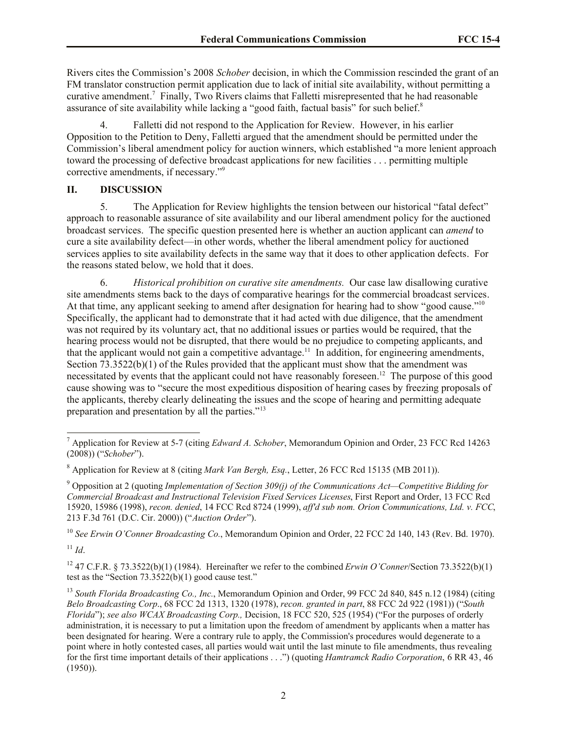Rivers cites the Commission's 2008 *Schober* decision, in which the Commission rescinded the grant of an FM translator construction permit application due to lack of initial site availability, without permitting a curative amendment.[7] Finally, Two Rivers claims that Falletti misrepresented that he had reasonable assurance of site availability while lacking a "good faith, factual basis" for such belief.[8]

4. Falletti did not respond to the Application for Review. However, in his earlier Opposition to the Petition to Deny, Falletti argued that the amendment should be permitted under the Commission's liberal amendment policy for auction winners, which established "a more lenient approach toward the processing of defective broadcast applications for new facilities . . . permitting multiple corrective amendments, if necessary."[9]

## II. DISCUSSION

5. The Application for Review highlights the tension between our historical "fatal defect" approach to reasonable assurance of site availability and our liberal amendment policy for the auctioned broadcast services. The specific question presented here is whether an auction applicant can *amend* to cure a site availability defect—in other words, whether the liberal amendment policy for auctioned services applies to site availability defects in the same way that it does to other application defects. For the reasons stated below, we hold that it does.

6. *Historical prohibition on curative site amendments.* Our case law disallowing curative site amendments stems back to the days of comparative hearings for the commercial broadcast services. At that time, any applicant seeking to amend after designation for hearing had to show "good cause."[10] Specifically, the applicant had to demonstrate that it had acted with due diligence, that the amendment was not required by its voluntary act, that no additional issues or parties would be required, that the hearing process would not be disrupted, that there would be no prejudice to competing applicants, and that the applicant would not gain a competitive advantage.[11] In addition, for engineering amendments, Section 73.3522(b)(1) of the Rules provided that the applicant must show that the amendment was necessitated by events that the applicant could not have reasonably foreseen.[12] The purpose of this good cause showing was to "secure the most expeditious disposition of hearing cases by freezing proposals of the applicants, thereby clearly delineating the issues and the scope of hearing and permitting adequate preparation and presentation by all the parties."[13]

---

[7] Application for Review at 5-7 (citing *Edward A. Schober*, Memorandum Opinion and Order, 23 FCC Rcd 14263 (2008)) ("*Schober*").

[8] Application for Review at 8 (citing *Mark Van Bergh, Esq.*, Letter, 26 FCC Rcd 15135 (MB 2011)).

[9] Opposition at 2 (quoting *Implementation of Section 309(j) of the Communications Act—Competitive Bidding for Commercial Broadcast and Instructional Television Fixed Services Licenses*, First Report and Order, 13 FCC Rcd 15920, 15986 (1998), *recon. denied*, 14 FCC Rcd 8724 (1999), *aff'd sub nom. Orion Communications, Ltd. v. FCC*, 213 F.3d 761 (D.C. Cir. 2000)) ("*Auction Order*").

[10] *See Erwin O'Conner Broadcasting Co.*, Memorandum Opinion and Order, 22 FCC 2d 140, 143 (Rev. Bd. 1970).

[11] *Id*.

[12] 47 C.F.R. § 73.3522(b)(1) (1984). Hereinafter we refer to the combined *Erwin O'Conner*/Section 73.3522(b)(1) test as the "Section 73.3522(b)(1) good cause test."

[13] *South Florida Broadcasting Co., Inc.*, Memorandum Opinion and Order, 99 FCC 2d 840, 845 n.12 (1984) (citing *Belo Broadcasting Corp*., 68 FCC 2d 1313, 1320 (1978), *recon. granted in part*, 88 FCC 2d 922 (1981)) ("*South Florida*"); *see also WCAX Broadcasting Corp.,* Decision, 18 FCC 520, 525 (1954) ("For the purposes of orderly administration, it is necessary to put a limitation upon the freedom of amendment by applicants when a matter has been designated for hearing. Were a contrary rule to apply, the Commission's procedures would degenerate to a point where in hotly contested cases, all parties would wait until the last minute to file amendments, thus revealing for the first time important details of their applications . . .") (quoting *Hamtramck Radio Corporation*, 6 RR 43, 46 (1950)).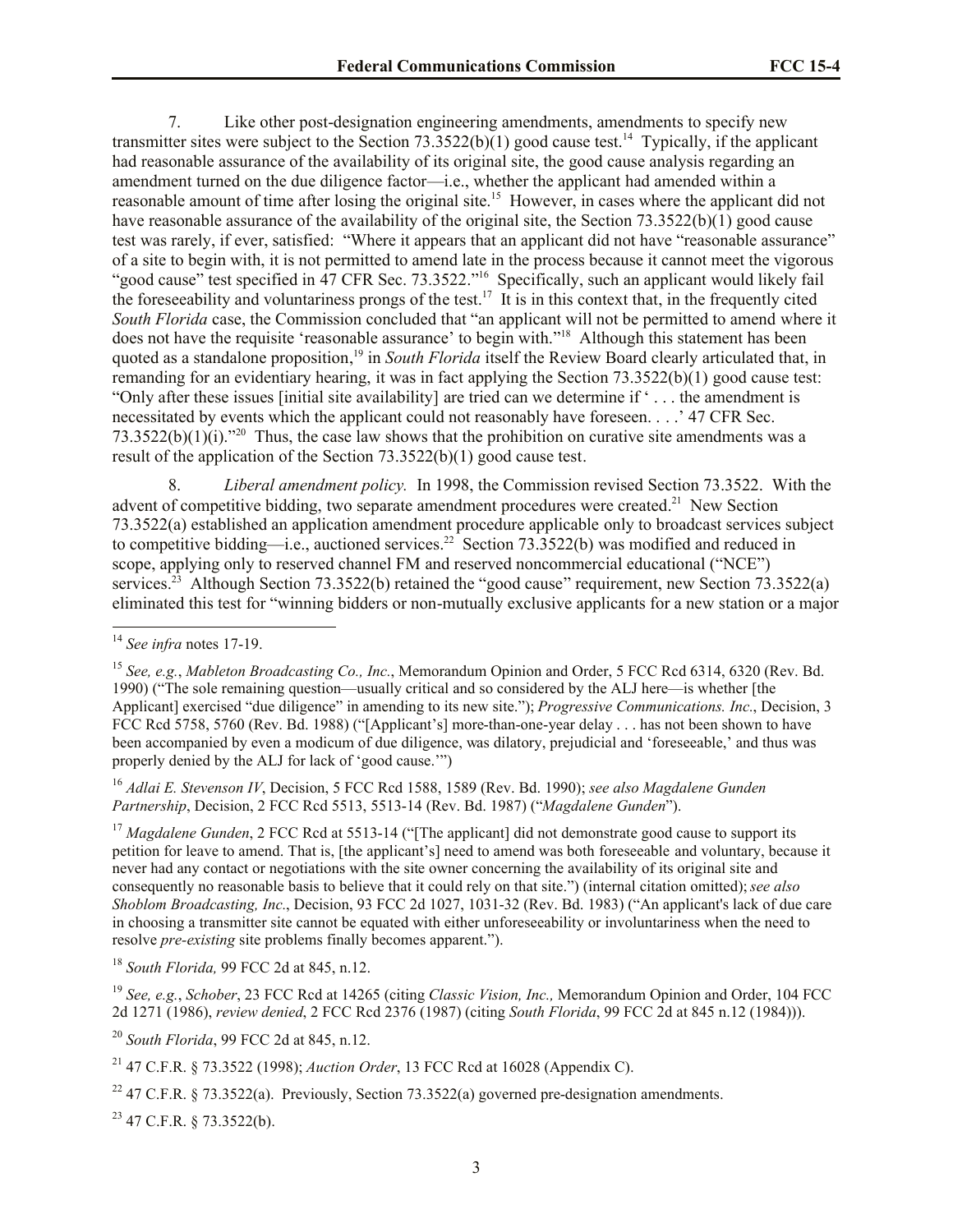7. Like other post-designation engineering amendments, amendments to specify new transmitter sites were subject to the Section 73.3522(b)(1) good cause test.[14] Typically, if the applicant had reasonable assurance of the availability of its original site, the good cause analysis regarding an amendment turned on the due diligence factor—i.e., whether the applicant had amended within a reasonable amount of time after losing the original site.[15] However, in cases where the applicant did not have reasonable assurance of the availability of the original site, the Section 73.3522(b)(1) good cause test was rarely, if ever, satisfied: "Where it appears that an applicant did not have "reasonable assurance" of a site to begin with, it is not permitted to amend late in the process because it cannot meet the vigorous "good cause" test specified in 47 CFR Sec. 73.3522."[16] Specifically, such an applicant would likely fail the foreseeability and voluntariness prongs of the test.[17] It is in this context that, in the frequently cited *South Florida* case, the Commission concluded that "an applicant will not be permitted to amend where it does not have the requisite 'reasonable assurance' to begin with."[18] Although this statement has been quoted as a standalone proposition,[19] in *South Florida* itself the Review Board clearly articulated that, in remanding for an evidentiary hearing, it was in fact applying the Section 73.3522(b)(1) good cause test: "Only after these issues [initial site availability] are tried can we determine if ' . . . the amendment is necessitated by events which the applicant could not reasonably have foreseen. . . .' 47 CFR Sec. 73.3522(b)(1)(i)."[20] Thus, the case law shows that the prohibition on curative site amendments was a result of the application of the Section 73.3522(b)(1) good cause test.

8. *Liberal amendment policy.* In 1998, the Commission revised Section 73.3522. With the advent of competitive bidding, two separate amendment procedures were created.[21] New Section 73.3522(a) established an application amendment procedure applicable only to broadcast services subject to competitive bidding—i.e., auctioned services.[22] Section 73.3522(b) was modified and reduced in scope, applying only to reserved channel FM and reserved noncommercial educational ("NCE") services.[23] Although Section 73.3522(b) retained the "good cause" requirement, new Section 73.3522(a) eliminated this test for "winning bidders or non-mutually exclusive applicants for a new station or a major

---

[14] *See infra* notes 17-19.

[15] *See, e.g.*, *Mableton Broadcasting Co., Inc.*, Memorandum Opinion and Order, 5 FCC Rcd 6314, 6320 (Rev. Bd. 1990) ("The sole remaining question—usually critical and so considered by the ALJ here—is whether [the Applicant] exercised "due diligence" in amending to its new site."); *Progressive Communications. Inc.*, Decision, 3 FCC Rcd 5758, 5760 (Rev. Bd. 1988) ("[Applicant's] more-than-one-year delay . . . has not been shown to have been accompanied by even a modicum of due diligence, was dilatory, prejudicial and 'foreseeable,' and thus was properly denied by the ALJ for lack of 'good cause.'")

[16] *Adlai E. Stevenson IV*, Decision, 5 FCC Rcd 1588, 1589 (Rev. Bd. 1990); *see also Magdalene Gunden Partnership*, Decision, 2 FCC Rcd 5513, 5513-14 (Rev. Bd. 1987) ("*Magdalene Gunden*").

[17] *Magdalene Gunden*, 2 FCC Rcd at 5513-14 ("[The applicant] did not demonstrate good cause to support its petition for leave to amend. That is, [the applicant's] need to amend was both foreseeable and voluntary, because it never had any contact or negotiations with the site owner concerning the availability of its original site and consequently no reasonable basis to believe that it could rely on that site.") (internal citation omitted); *see also Shoblom Broadcasting, Inc.*, Decision, 93 FCC 2d 1027, 1031-32 (Rev. Bd. 1983) ("An applicant's lack of due care in choosing a transmitter site cannot be equated with either unforeseeability or involuntariness when the need to resolve *pre-existing* site problems finally becomes apparent.").

[18] *South Florida,* 99 FCC 2d at 845, n.12.

[19] *See, e.g.*, *Schober*, 23 FCC Rcd at 14265 (citing *Classic Vision, Inc.,* Memorandum Opinion and Order, 104 FCC 2d 1271 (1986), *review denied*, 2 FCC Rcd 2376 (1987) (citing *South Florida*, 99 FCC 2d at 845 n.12 (1984))).

[20] *South Florida*, 99 FCC 2d at 845, n.12.

[21] 47 C.F.R. § 73.3522 (1998); *Auction Order*, 13 FCC Rcd at 16028 (Appendix C).

[22] 47 C.F.R. § 73.3522(a). Previously, Section 73.3522(a) governed pre-designation amendments.

[23] 47 C.F.R. § 73.3522(b).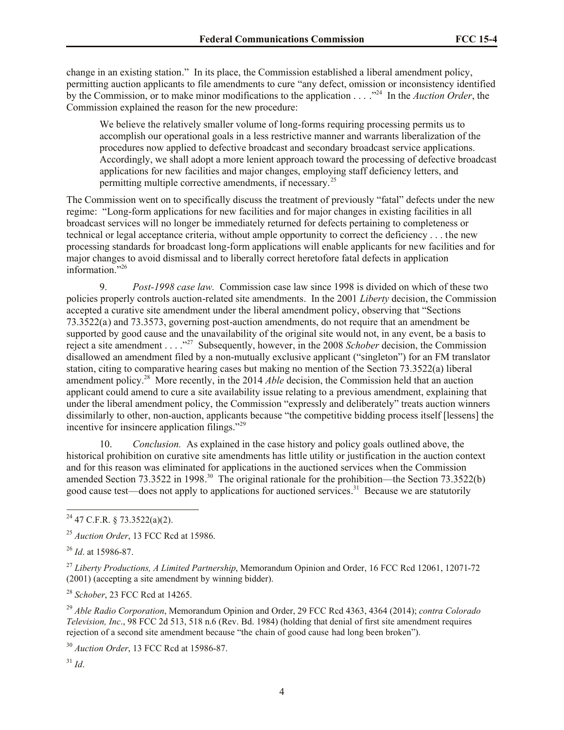change in an existing station." In its place, the Commission established a liberal amendment policy, permitting auction applicants to file amendments to cure "any defect, omission or inconsistency identified by the Commission, or to make minor modifications to the application . . . ."[24] In the *Auction Order*, the Commission explained the reason for the new procedure:

> We believe the relatively smaller volume of long-forms requiring processing permits us to accomplish our operational goals in a less restrictive manner and warrants liberalization of the procedures now applied to defective broadcast and secondary broadcast service applications. Accordingly, we shall adopt a more lenient approach toward the processing of defective broadcast applications for new facilities and major changes, employing staff deficiency letters, and permitting multiple corrective amendments, if necessary.[25]

The Commission went on to specifically discuss the treatment of previously "fatal" defects under the new regime: "Long-form applications for new facilities and for major changes in existing facilities in all broadcast services will no longer be immediately returned for defects pertaining to completeness or technical or legal acceptance criteria, without ample opportunity to correct the deficiency . . . the new processing standards for broadcast long-form applications will enable applicants for new facilities and for major changes to avoid dismissal and to liberally correct heretofore fatal defects in application information."[26]

9. *Post-1998 case law.* Commission case law since 1998 is divided on which of these two policies properly controls auction-related site amendments. In the 2001 *Liberty* decision, the Commission accepted a curative site amendment under the liberal amendment policy, observing that "Sections 73.3522(a) and 73.3573, governing post-auction amendments, do not require that an amendment be supported by good cause and the unavailability of the original site would not, in any event, be a basis to reject a site amendment . . . ."[27] Subsequently, however, in the 2008 *Schober* decision, the Commission disallowed an amendment filed by a non-mutually exclusive applicant ("singleton") for an FM translator station, citing to comparative hearing cases but making no mention of the Section 73.3522(a) liberal amendment policy.[28] More recently, in the 2014 *Able* decision, the Commission held that an auction applicant could amend to cure a site availability issue relating to a previous amendment, explaining that under the liberal amendment policy, the Commission "expressly and deliberately" treats auction winners dissimilarly to other, non-auction, applicants because "the competitive bidding process itself [lessens] the incentive for insincere application filings."[29]

10. *Conclusion.* As explained in the case history and policy goals outlined above, the historical prohibition on curative site amendments has little utility or justification in the auction context and for this reason was eliminated for applications in the auctioned services when the Commission amended Section 73.3522 in 1998.[30] The original rationale for the prohibition—the Section 73.3522(b) good cause test—does not apply to applications for auctioned services.[31] Because we are statutorily

---

[24] 47 C.F.R. § 73.3522(a)(2).

[25] *Auction Order*, 13 FCC Rcd at 15986.

[26] *Id*. at 15986-87.

[27] *Liberty Productions, A Limited Partnership*, Memorandum Opinion and Order, 16 FCC Rcd 12061, 12071-72 (2001) (accepting a site amendment by winning bidder).

[28] *Schober*, 23 FCC Rcd at 14265.

[29] *Able Radio Corporation*, Memorandum Opinion and Order, 29 FCC Rcd 4363, 4364 (2014); *contra Colorado Television, Inc*., 98 FCC 2d 513, 518 n.6 (Rev. Bd. 1984) (holding that denial of first site amendment requires rejection of a second site amendment because "the chain of good cause had long been broken").

[30] *Auction Order*, 13 FCC Rcd at 15986-87.

[31] *Id*.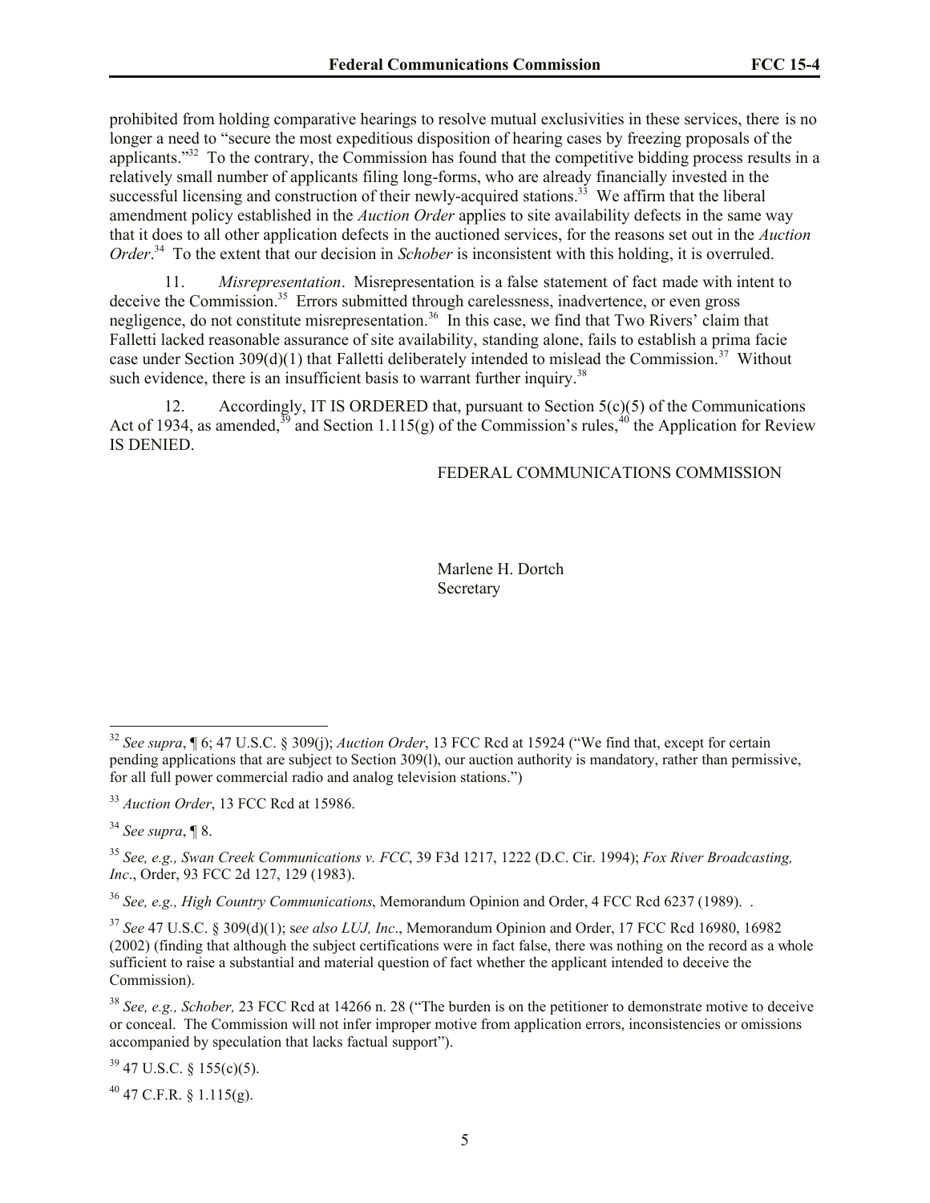prohibited from holding comparative hearings to resolve mutual exclusivities in these services, there is no longer a need to "secure the most expeditious disposition of hearing cases by freezing proposals of the applicants."[32] To the contrary, the Commission has found that the competitive bidding process results in a relatively small number of applicants filing long-forms, who are already financially invested in the successful licensing and construction of their newly-acquired stations.[33] We affirm that the liberal amendment policy established in the *Auction Order* applies to site availability defects in the same way that it does to all other application defects in the auctioned services, for the reasons set out in the *Auction Order*.[34] To the extent that our decision in *Schober* is inconsistent with this holding, it is overruled.

11. *Misrepresentation*. Misrepresentation is a false statement of fact made with intent to deceive the Commission.[35] Errors submitted through carelessness, inadvertence, or even gross negligence, do not constitute misrepresentation.[36] In this case, we find that Two Rivers' claim that Falletti lacked reasonable assurance of site availability, standing alone, fails to establish a prima facie case under Section 309(d)(1) that Falletti deliberately intended to mislead the Commission.[37] Without such evidence, there is an insufficient basis to warrant further inquiry.[38]

12. Accordingly, IT IS ORDERED that, pursuant to Section 5(c)(5) of the Communications Act of 1934, as amended,[39] and Section 1.115(g) of the Commission's rules,[40] the Application for Review IS DENIED.

FEDERAL COMMUNICATIONS COMMISSION

Marlene H. Dortch
Secretary

---

[32] *See supra*, ¶ 6; 47 U.S.C. § 309(j); *Auction Order*, 13 FCC Rcd at 15924 ("We find that, except for certain pending applications that are subject to Section 309(l), our auction authority is mandatory, rather than permissive, for all full power commercial radio and analog television stations.")

[33] *Auction Order*, 13 FCC Rcd at 15986.

[34] *See supra*, ¶ 8.

[35] *See, e.g., Swan Creek Communications v. FCC*, 39 F3d 1217, 1222 (D.C. Cir. 1994); *Fox River Broadcasting, Inc*., Order, 93 FCC 2d 127, 129 (1983).

[36] *See, e.g., High Country Communications*, Memorandum Opinion and Order, 4 FCC Rcd 6237 (1989). .

[37] *See* 47 U.S.C. § 309(d)(1); s*ee also LUJ, Inc*., Memorandum Opinion and Order, 17 FCC Rcd 16980, 16982 (2002) (finding that although the subject certifications were in fact false, there was nothing on the record as a whole sufficient to raise a substantial and material question of fact whether the applicant intended to deceive the Commission).

[38] *See, e.g., Schober,* 23 FCC Rcd at 14266 n. 28 ("The burden is on the petitioner to demonstrate motive to deceive or conceal. The Commission will not infer improper motive from application errors, inconsistencies or omissions accompanied by speculation that lacks factual support").

[39] 47 U.S.C. § 155(c)(5).

[40] 47 C.F.R. § 1.115(g).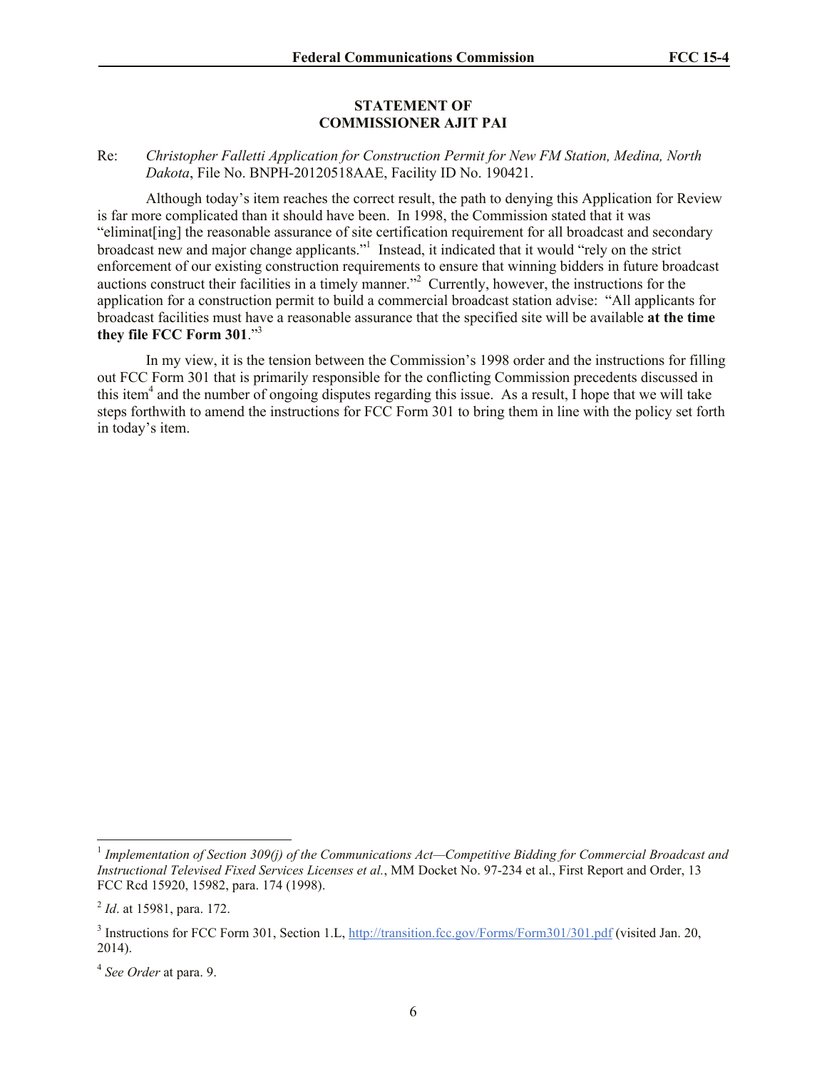## STATEMENT OF COMMISSIONER AJIT PAI

Re: *Christopher Falletti Application for Construction Permit for New FM Station, Medina, North Dakota*, File No. BNPH-20120518AAE, Facility ID No. 190421.

Although today's item reaches the correct result, the path to denying this Application for Review is far more complicated than it should have been. In 1998, the Commission stated that it was "eliminat[ing] the reasonable assurance of site certification requirement for all broadcast and secondary broadcast new and major change applicants."[1] Instead, it indicated that it would "rely on the strict enforcement of our existing construction requirements to ensure that winning bidders in future broadcast auctions construct their facilities in a timely manner."[2] Currently, however, the instructions for the application for a construction permit to build a commercial broadcast station advise: "All applicants for broadcast facilities must have a reasonable assurance that the specified site will be available **at the time they file FCC Form 301**."[3]

In my view, it is the tension between the Commission's 1998 order and the instructions for filling out FCC Form 301 that is primarily responsible for the conflicting Commission precedents discussed in this item[4] and the number of ongoing disputes regarding this issue. As a result, I hope that we will take steps forthwith to amend the instructions for FCC Form 301 to bring them in line with the policy set forth in today's item.

---

[1] *Implementation of Section 309(j) of the Communications Act—Competitive Bidding for Commercial Broadcast and Instructional Televised Fixed Services Licenses et al.*, MM Docket No. 97-234 et al., First Report and Order, 13 FCC Rcd 15920, 15982, para. 174 (1998).

[2] *Id*. at 15981, para. 172.

[3] Instructions for FCC Form 301, Section 1.L, http://transition.fcc.gov/Forms/Form301/301.pdf (visited Jan. 20, 2014).

[4] *See Order* at para. 9.